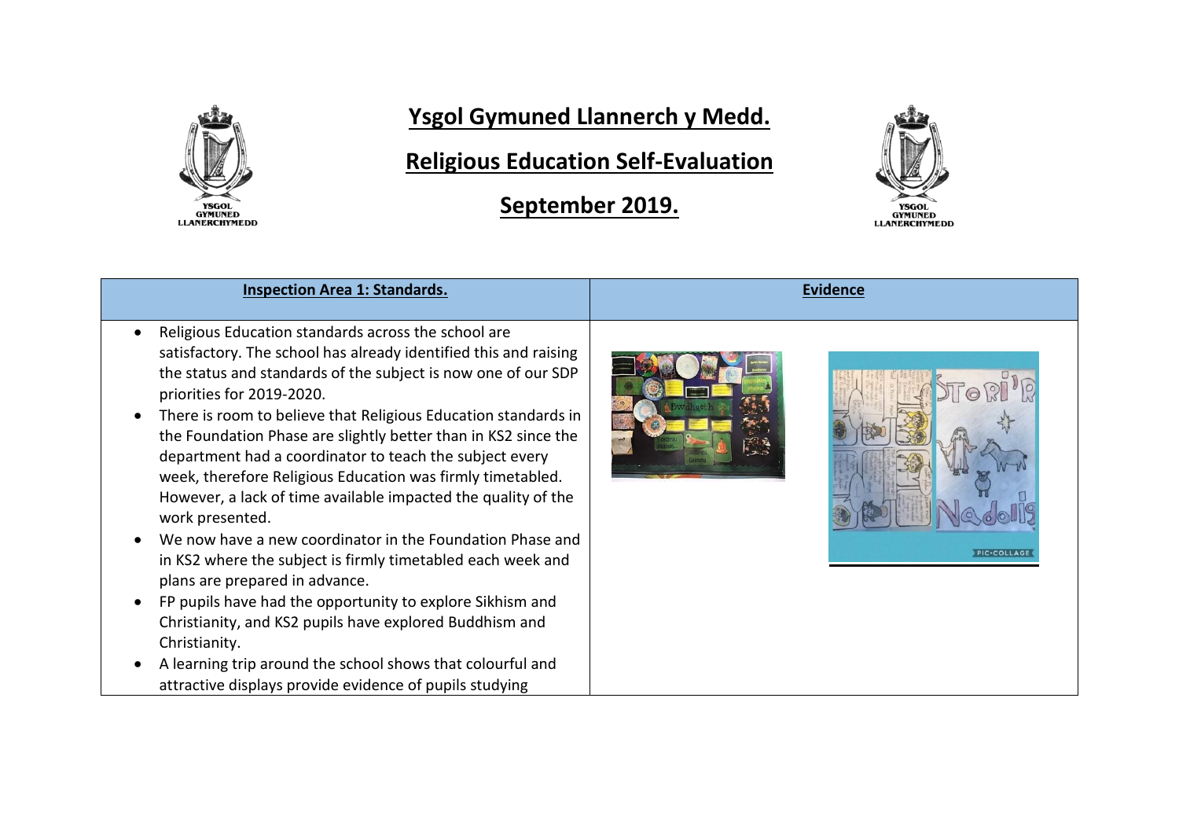# Ysgol Gymuned Llannerch y Medd.

## Religious Education Self-Evaluation

## September 2019.

| Inspection Area 1: Standards. | Evidence |
|---|---|
| • Religious Education standards across the school are satisfactory. The school has already identified this and raising the status and standards of the subject is now one of our SDP priorities for 2019-2020.<br>• There is room to believe that Religious Education standards in the Foundation Phase are slightly better than in KS2 since the department had a coordinator to teach the subject every week, therefore Religious Education was firmly timetabled. However, a lack of time available impacted the quality of the work presented.<br>• We now have a new coordinator in the Foundation Phase and in KS2 where the subject is firmly timetabled each week and plans are prepared in advance.<br>• FP pupils have had the opportunity to explore Sikhism and Christianity, and KS2 pupils have explored Buddhism and Christianity.<br>• A learning trip around the school shows that colourful and attractive displays provide evidence of pupils studying | |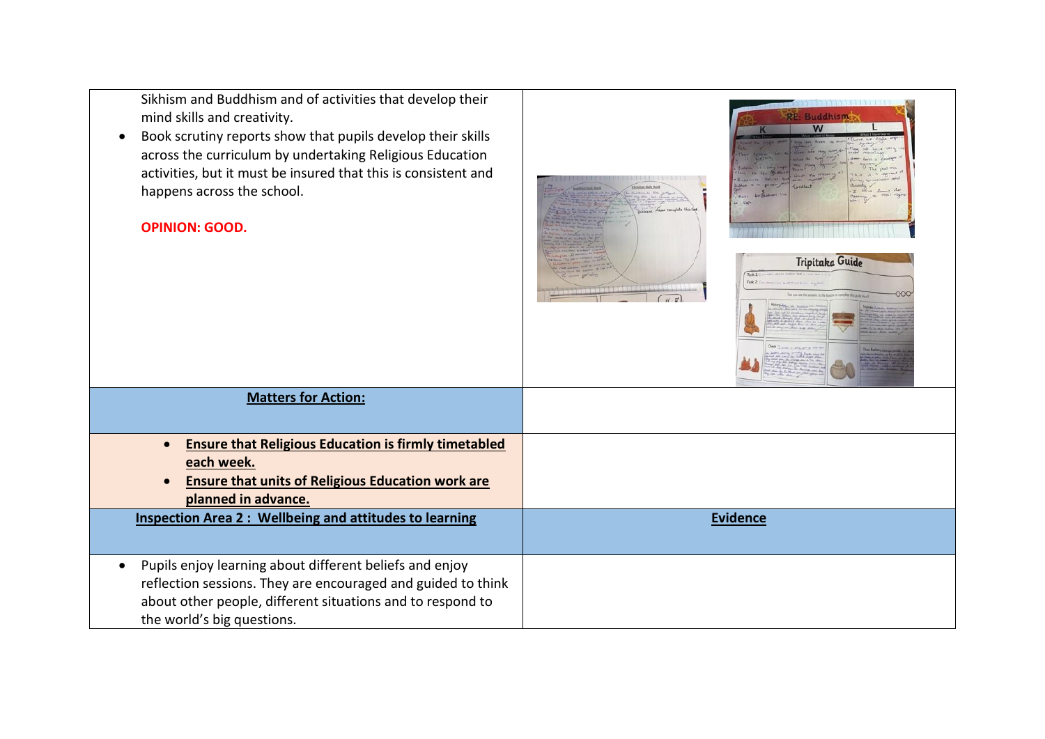| | |
|---|---|
| Sikhism and Buddhism and of activities that develop their mind skills and creativity.<br>• Book scrutiny reports show that pupils develop their skills across the curriculum by undertaking Religious Education activities, but it must be insured that this is consistent and happens across the school.<br><br>**OPINION: GOOD.** | |
| **Matters for Action:** | |
| • **Ensure that Religious Education is firmly timetabled each week.**<br>• **Ensure that units of Religious Education work are planned in advance.** | |
| **Inspection Area 2 : Wellbeing and attitudes to learning** | **Evidence** |
| • Pupils enjoy learning about different beliefs and enjoy reflection sessions. They are encouraged and guided to think about other people, different situations and to respond to the world's big questions. | |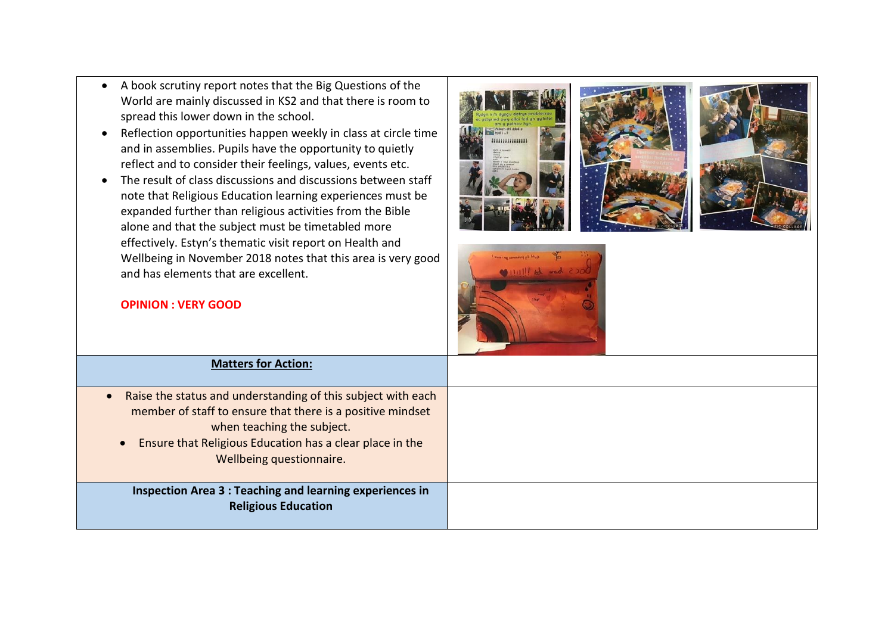| | |
|---|---|
| • A book scrutiny report notes that the Big Questions of the World are mainly discussed in KS2 and that there is room to spread this lower down in the school.<br>• Reflection opportunities happen weekly in class at circle time and in assemblies. Pupils have the opportunity to quietly reflect and to consider their feelings, values, events etc.<br>• The result of class discussions and discussions between staff note that Religious Education learning experiences must be expanded further than religious activities from the Bible alone and that the subject must be timetabled more effectively. Estyn's thematic visit report on Health and Wellbeing in November 2018 notes that this area is very good and has elements that are excellent.<br><br>**OPINION : VERY GOOD** | |
| **Matters for Action:** | |
| • Raise the status and understanding of this subject with each member of staff to ensure that there is a positive mindset when teaching the subject.<br>• Ensure that Religious Education has a clear place in the Wellbeing questionnaire. | |
| **Inspection Area 3 : Teaching and learning experiences in Religious Education** | |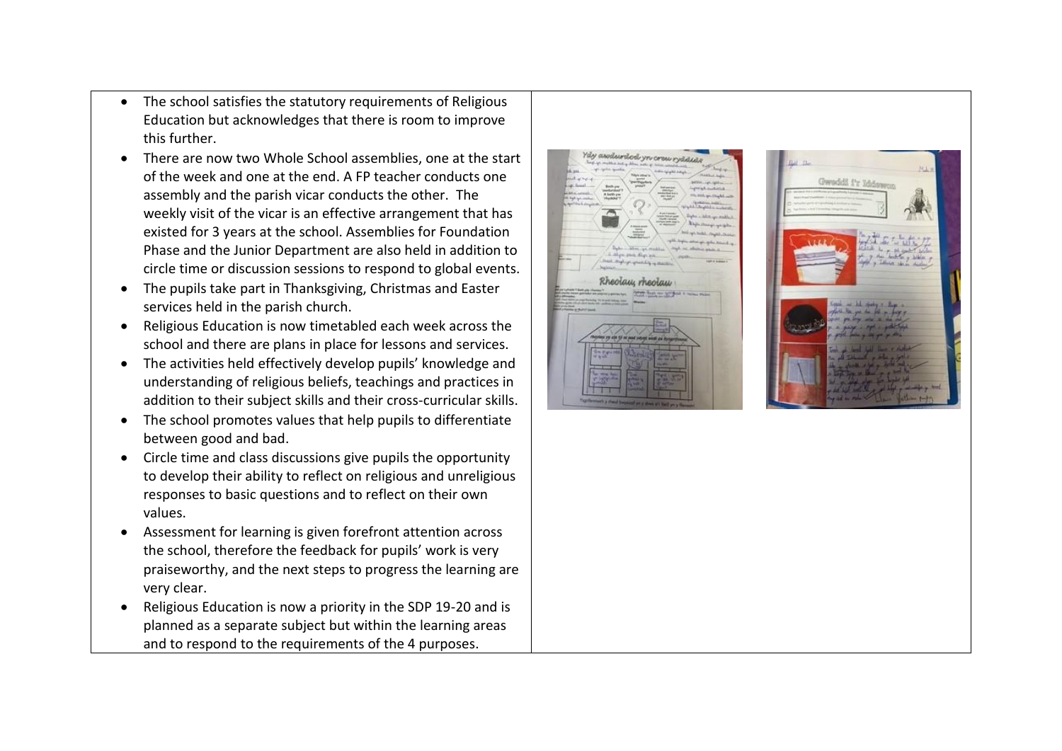- The school satisfies the statutory requirements of Religious Education but acknowledges that there is room to improve this further.
- There are now two Whole School assemblies, one at the start of the week and one at the end. A FP teacher conducts one assembly and the parish vicar conducts the other. The weekly visit of the vicar is an effective arrangement that has existed for 3 years at the school. Assemblies for Foundation Phase and the Junior Department are also held in addition to circle time or discussion sessions to respond to global events.
- The pupils take part in Thanksgiving, Christmas and Easter services held in the parish church.
- Religious Education is now timetabled each week across the school and there are plans in place for lessons and services.
- The activities held effectively develop pupils' knowledge and understanding of religious beliefs, teachings and practices in addition to their subject skills and their cross-curricular skills.
- The school promotes values that help pupils to differentiate between good and bad.
- Circle time and class discussions give pupils the opportunity to develop their ability to reflect on religious and unreligious responses to basic questions and to reflect on their own values.
- Assessment for learning is given forefront attention across the school, therefore the feedback for pupils' work is very praiseworthy, and the next steps to progress the learning are very clear.
- Religious Education is now a priority in the SDP 19-20 and is planned as a separate subject but within the learning areas and to respond to the requirements of the 4 purposes.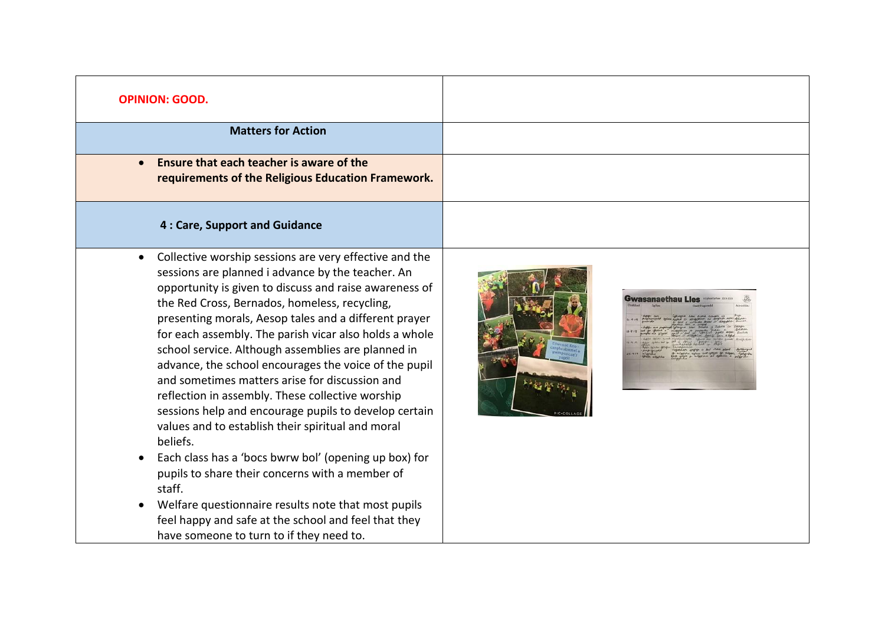| **OPINION: GOOD.** | |
|---|---|
| **Matters for Action** | |
| • **Ensure that each teacher is aware of the requirements of the Religious Education Framework.** | |
| **4 : Care, Support and Guidance** | |
| • Collective worship sessions are very effective and the sessions are planned i advance by the teacher. An opportunity is given to discuss and raise awareness of the Red Cross, Bernados, homeless, recycling, presenting morals, Aesop tales and a different prayer for each assembly. The parish vicar also holds a whole school service. Although assemblies are planned in advance, the school encourages the voice of the pupil and sometimes matters arise for discussion and reflection in assembly. These collective worship sessions help and encourage pupils to develop certain values and to establish their spiritual and moral beliefs.<br>• Each class has a 'bocs bwrw bol' (opening up box) for pupils to share their concerns with a member of staff.<br>• Welfare questionnaire results note that most pupils feel happy and safe at the school and feel that they have someone to turn to if they need to. | |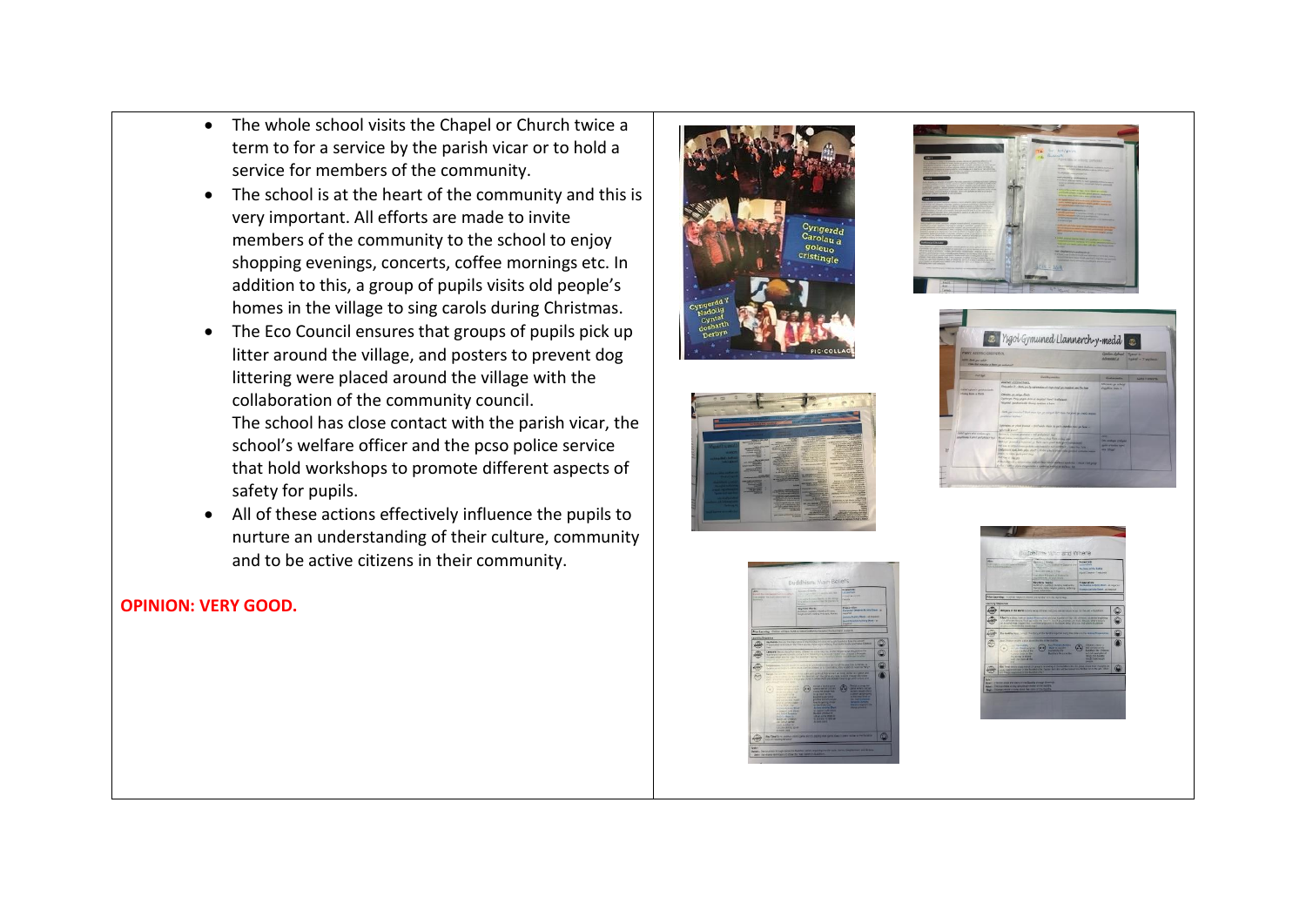- The whole school visits the Chapel or Church twice a term to for a service by the parish vicar or to hold a service for members of the community.
- The school is at the heart of the community and this is very important. All efforts are made to invite members of the community to the school to enjoy shopping evenings, concerts, coffee mornings etc. In addition to this, a group of pupils visits old people's homes in the village to sing carols during Christmas.
- The Eco Council ensures that groups of pupils pick up litter around the village, and posters to prevent dog littering were placed around the village with the collaboration of the community council.
  The school has close contact with the parish vicar, the school's welfare officer and the pcso police service that hold workshops to promote different aspects of safety for pupils.
- All of these actions effectively influence the pupils to nurture an understanding of their culture, community and to be active citizens in their community.

**OPINION: VERY GOOD.**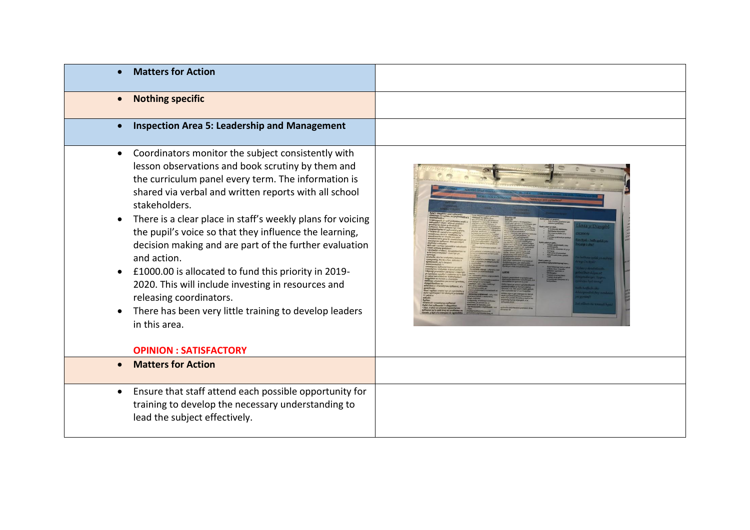| | |
|---|---|
| • **Matters for Action** | |
| • **Nothing specific** | |
| • **Inspection Area 5: Leadership and Management** | |
| • Coordinators monitor the subject consistently with lesson observations and book scrutiny by them and the curriculum panel every term. The information is shared via verbal and written reports with all school stakeholders.<br>• There is a clear place in staff's weekly plans for voicing the pupil's voice so that they influence the learning, decision making and are part of the further evaluation and action.<br>• £1000.00 is allocated to fund this priority in 2019-2020. This will include investing in resources and releasing coordinators.<br>• There has been very little training to develop leaders in this area.<br><br>**OPINION : SATISFACTORY** | |
| • **Matters for Action** | |
| • Ensure that staff attend each possible opportunity for training to develop the necessary understanding to lead the subject effectively. | |